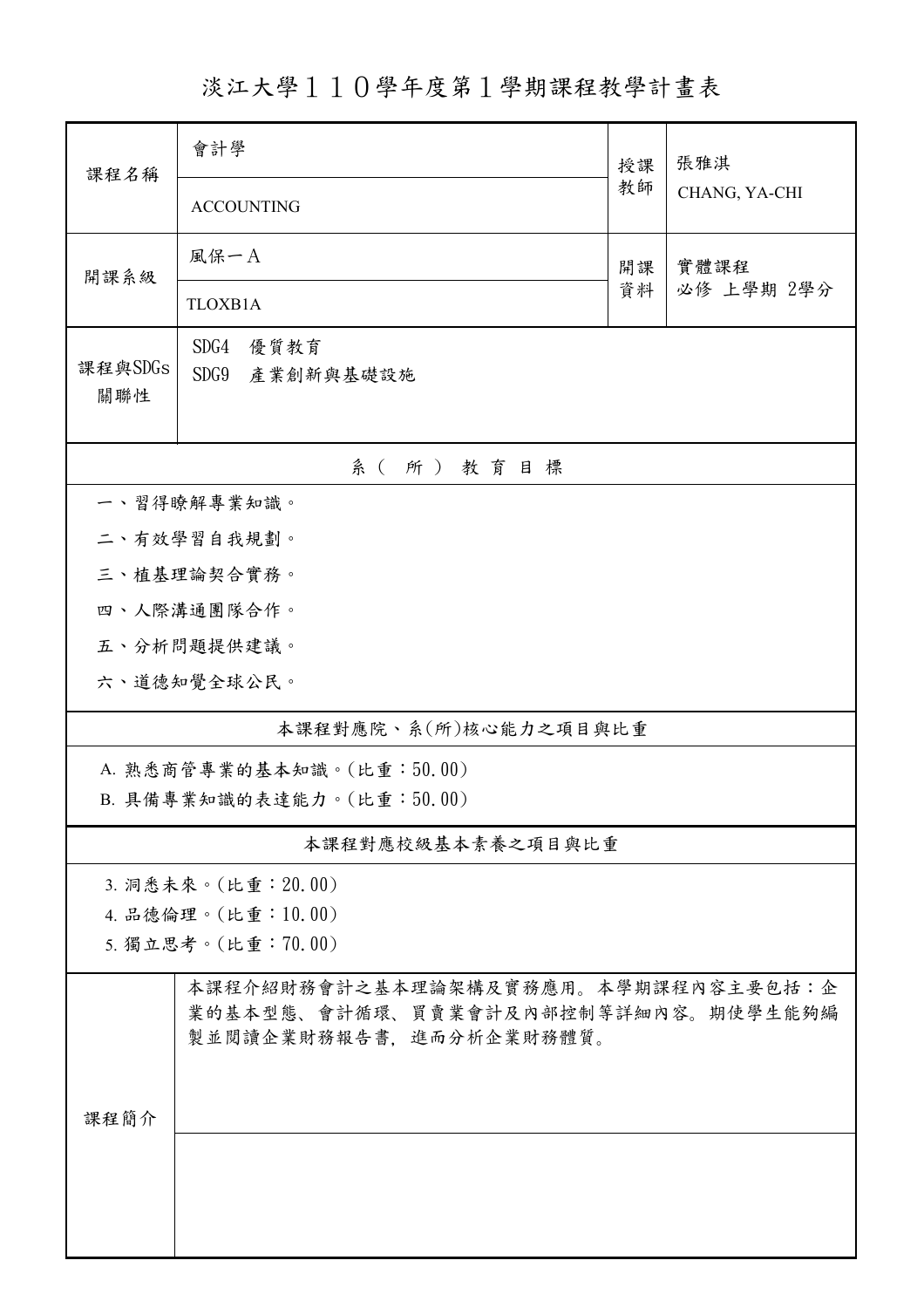# 淡江大學１１０學年度第１學期課程教學計畫表

| 課程名稱 | 會計學<br>ACCOUNTING | 授課教師 | 張雅淇<br>CHANG, YA-CHI |
|---|---|---|---|
| 開課系級 | 風保一A<br>TLOXB1A | 開課資料 | 實體課程<br>必修 上學期 2學分 |
| 課程與SDGs關聯性 | SDG4 優質教育<br>SDG9 產業創新與基礎設施 | | |

## 系（所）教育目標

一、習得瞭解專業知識。

二、有效學習自我規劃。

三、植基理論契合實務。

四、人際溝通團隊合作。

五、分析問題提供建議。

六、道德知覺全球公民。

## 本課程對應院、系(所)核心能力之項目與比重

A. 熟悉商管專業的基本知識。(比重：50.00)

B. 具備專業知識的表達能力。(比重：50.00)

## 本課程對應校級基本素養之項目與比重

3. 洞悉未來。(比重：20.00)

4. 品德倫理。(比重：10.00)

5. 獨立思考。(比重：70.00)

| 課程簡介 | 本課程介紹財務會計之基本理論架構及實務應用。本學期課程內容主要包括：企業的基本型態、會計循環、買賣業會計及內部控制等詳細內容。期使學生能夠編製並閱讀企業財務報告書，進而分析企業財務體質。 |
|---|---|
| | |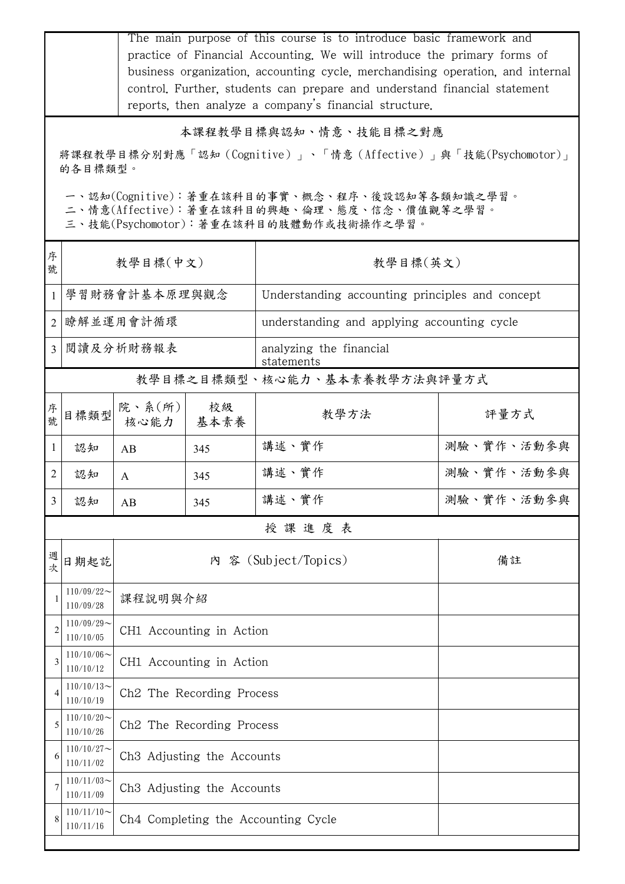| | The main purpose of this course is to introduce basic framework and practice of Financial Accounting. We will introduce the primary forms of business organization, accounting cycle, merchandising operation, and internal control. Further, students can prepare and understand financial statement reports, then analyze a company's financial structure. |
|---|---|

## 本課程教學目標與認知、情意、技能目標之對應

將課程教學目標分別對應「認知（Cognitive）」、「情意（Affective）」與「技能(Psychomotor)」的各目標類型。

一、認知(Cognitive)：著重在該科目的事實、概念、程序、後設認知等各類知識之學習。
二、情意(Affective)：著重在該科目的興趣、倫理、態度、信念、價值觀等之學習。
三、技能(Psychomotor)：著重在該科目的肢體動作或技術操作之學習。

| 序號 | 教學目標(中文) | 教學目標(英文) |
|---|---|---|
| 1 | 學習財務會計基本原理與觀念 | Understanding accounting principles and concept |
| 2 | 瞭解並運用會計循環 | understanding and applying accounting cycle |
| 3 | 閱讀及分析財務報表 | analyzing the financial statements |

## 教學目標之目標類型、核心能力、基本素養教學方法與評量方式

| 序號 | 目標類型 | 院、系(所)核心能力 | 校級基本素養 | 教學方法 | 評量方式 |
|---|---|---|---|---|---|
| 1 | 認知 | AB | 345 | 講述、實作 | 測驗、實作、活動參與 |
| 2 | 認知 | A | 345 | 講述、實作 | 測驗、實作、活動參與 |
| 3 | 認知 | AB | 345 | 講述、實作 | 測驗、實作、活動參與 |

## 授 課 進 度 表

| 週次 | 日期起訖 | 內 容 (Subject/Topics) | 備註 |
|---|---|---|---|
| 1 | 110/09/22～110/09/28 | 課程說明與介紹 | |
| 2 | 110/09/29～110/10/05 | CH1 Accounting in Action | |
| 3 | 110/10/06～110/10/12 | CH1 Accounting in Action | |
| 4 | 110/10/13～110/10/19 | Ch2 The Recording Process | |
| 5 | 110/10/20～110/10/26 | Ch2 The Recording Process | |
| 6 | 110/10/27～110/11/02 | Ch3 Adjusting the Accounts | |
| 7 | 110/11/03～110/11/09 | Ch3 Adjusting the Accounts | |
| 8 | 110/11/10～110/11/16 | Ch4 Completing the Accounting Cycle | |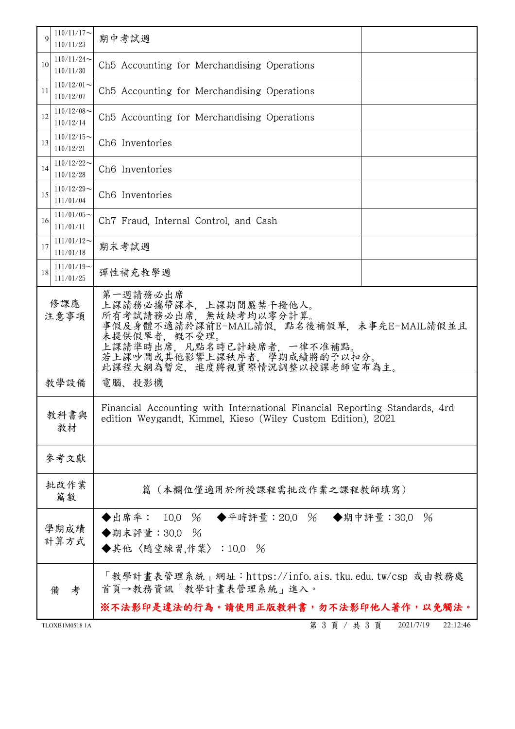| | | | |
|---|---|---|---|
| 9 | 110/11/17～<br>110/11/23 | 期中考試週 | |
| 10 | 110/11/24～<br>110/11/30 | Ch5 Accounting for Merchandising Operations | |
| 11 | 110/12/01～<br>110/12/07 | Ch5 Accounting for Merchandising Operations | |
| 12 | 110/12/08～<br>110/12/14 | Ch5 Accounting for Merchandising Operations | |
| 13 | 110/12/15～<br>110/12/21 | Ch6 Inventories | |
| 14 | 110/12/22～<br>110/12/28 | Ch6 Inventories | |
| 15 | 110/12/29～<br>111/01/04 | Ch6 Inventories | |
| 16 | 111/01/05～<br>111/01/11 | Ch7 Fraud, Internal Control, and Cash | |
| 17 | 111/01/12～<br>111/01/18 | 期末考試週 | |
| 18 | 111/01/19～<br>111/01/25 | 彈性補充教學週 | |

| | |
|---|---|
| 修課應注意事項 | 第一週請務必出席<br>上課請務必攜帶課本, 上課期間嚴禁干擾他人。<br>所有考試請務必出席, 無故缺考均以零分計算。<br>事假及身體不適請於課前E-MAIL請假, 點名後補假單, 未事先E-MAIL請假並且未提供假單者, 概不受理。<br>上課請準時出席, 凡點名時已計缺席者, 一律不准補點。<br>若上課吵鬧或其他影響上課秩序者, 學期成績將酌予以扣分。<br>此課程大綱為暫定, 進度將視實際情況調整以授課老師宣布為主。 |
| 教學設備 | 電腦、投影機 |
| 教科書與教材 | Financial Accounting with International Financial Reporting Standards, 4rd edition Weygandt, Kimmel, Kieso (Wiley Custom Edition), 2021 |
| 參考文獻 | |
| 批改作業篇數 | 篇（本欄位僅適用於所授課程需批改作業之課程教師填寫） |
| 學期成績計算方式 | ◆出席率： 10.0 ％　◆平時評量：20.0 ％　◆期中評量：30.0 ％<br>◆期末評量：30.0 ％<br>◆其他〈隨堂練習,作業〉：10.0 ％ |
| 備　考 | 「教學計畫表管理系統」網址：https://info.ais.tku.edu.tw/csp 或由教務處首頁→教務資訊「教學計畫表管理系統」進入。<br>**※不法影印是違法的行為。請使用正版教科書，勿不法影印他人著作，以免觸法。** |

TLOXB1M0518 1A　2021/7/19　22:12:46